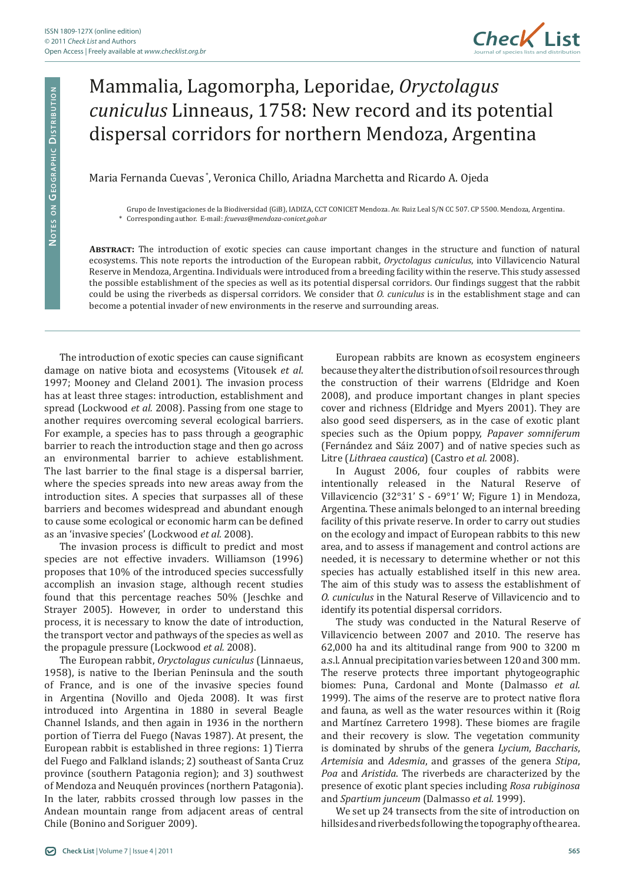# Mammalia, Lagomorpha, Leporidae, *Oryctolagus cuniculus* Linneaus, 1758: New record and its potential dispersal corridors for northern Mendoza, Argentina

Maria Fernanda Cuevas [*], Veronica Chillo, Ariadna Marchetta and Ricardo A. Ojeda

Grupo de Investigaciones de la Biodiversidad (GiB), IADIZA, CCT CONICET Mendoza. Av. Ruiz Leal S/N CC 507. CP 5500. Mendoza, Argentina.
[*] Corresponding author. E-mail: *fcuevas@mendoza-conicet.gob.ar*

**Abstract:** The introduction of exotic species can cause important changes in the structure and function of natural ecosystems. This note reports the introduction of the European rabbit, *Oryctolagus cuniculus*, into Villavicencio Natural Reserve in Mendoza, Argentina. Individuals were introduced from a breeding facility within the reserve. This study assessed the possible establishment of the species as well as its potential dispersal corridors. Our findings suggest that the rabbit could be using the riverbeds as dispersal corridors. We consider that *O. cuniculus* is in the establishment stage and can become a potential invader of new environments in the reserve and surrounding areas.

The introduction of exotic species can cause significant damage on native biota and ecosystems (Vitousek *et al*. 1997; Mooney and Cleland 2001). The invasion process has at least three stages: introduction, establishment and spread (Lockwood *et al.* 2008). Passing from one stage to another requires overcoming several ecological barriers. For example, a species has to pass through a geographic barrier to reach the introduction stage and then go across an environmental barrier to achieve establishment. The last barrier to the final stage is a dispersal barrier, where the species spreads into new areas away from the introduction sites. A species that surpasses all of these barriers and becomes widespread and abundant enough to cause some ecological or economic harm can be defined as an 'invasive species' (Lockwood *et al.* 2008).

The invasion process is difficult to predict and most species are not effective invaders. Williamson (1996) proposes that 10% of the introduced species successfully accomplish an invasion stage, although recent studies found that this percentage reaches 50% (Jeschke and Strayer 2005). However, in order to understand this process, it is necessary to know the date of introduction, the transport vector and pathways of the species as well as the propagule pressure (Lockwood *et al.* 2008).

The European rabbit, *Oryctolagus cuniculus* (Linnaeus, 1958), is native to the Iberian Peninsula and the south of France, and is one of the invasive species found in Argentina (Novillo and Ojeda 2008). It was first introduced into Argentina in 1880 in several Beagle Channel Islands, and then again in 1936 in the northern portion of Tierra del Fuego (Navas 1987). At present, the European rabbit is established in three regions: 1) Tierra del Fuego and Falkland islands; 2) southeast of Santa Cruz province (southern Patagonia region); and 3) southwest of Mendoza and Neuquén provinces (northern Patagonia). In the later, rabbits crossed through low passes in the Andean mountain range from adjacent areas of central Chile (Bonino and Soriguer 2009).

European rabbits are known as ecosystem engineers because they alter the distribution of soil resources through the construction of their warrens (Eldridge and Koen 2008), and produce important changes in plant species cover and richness (Eldridge and Myers 2001). They are also good seed dispersers, as in the case of exotic plant species such as the Opium poppy, *Papaver somniferum* (Fernández and Sáiz 2007) and of native species such as Litre (*Lithraea caustica*) (Castro *et al.* 2008).

In August 2006, four couples of rabbits were intentionally released in the Natural Reserve of Villavicencio (32°31' S - 69°1' W; Figure 1) in Mendoza, Argentina. These animals belonged to an internal breeding facility of this private reserve. In order to carry out studies on the ecology and impact of European rabbits to this new area, and to assess if management and control actions are needed, it is necessary to determine whether or not this species has actually established itself in this new area. The aim of this study was to assess the establishment of *O. cuniculus* in the Natural Reserve of Villavicencio and to identify its potential dispersal corridors.

The study was conducted in the Natural Reserve of Villavicencio between 2007 and 2010. The reserve has 62,000 ha and its altitudinal range from 900 to 3200 m a.s.l. Annual precipitation varies between 120 and 300 mm. The reserve protects three important phytogeographic biomes: Puna, Cardonal and Monte (Dalmasso *et al.* 1999). The aims of the reserve are to protect native flora and fauna, as well as the water resources within it (Roig and Martínez Carretero 1998). These biomes are fragile and their recovery is slow. The vegetation community is dominated by shrubs of the genera *Lycium*, *Baccharis*, *Artemisia* and *Adesmia*, and grasses of the genera *Stipa*, *Poa* and *Aristida*. The riverbeds are characterized by the presence of exotic plant species including *Rosa rubiginosa* and *Spartium junceum* (Dalmasso *et al.* 1999).

We set up 24 transects from the site of introduction on hillsides and riverbeds following the topography of the area.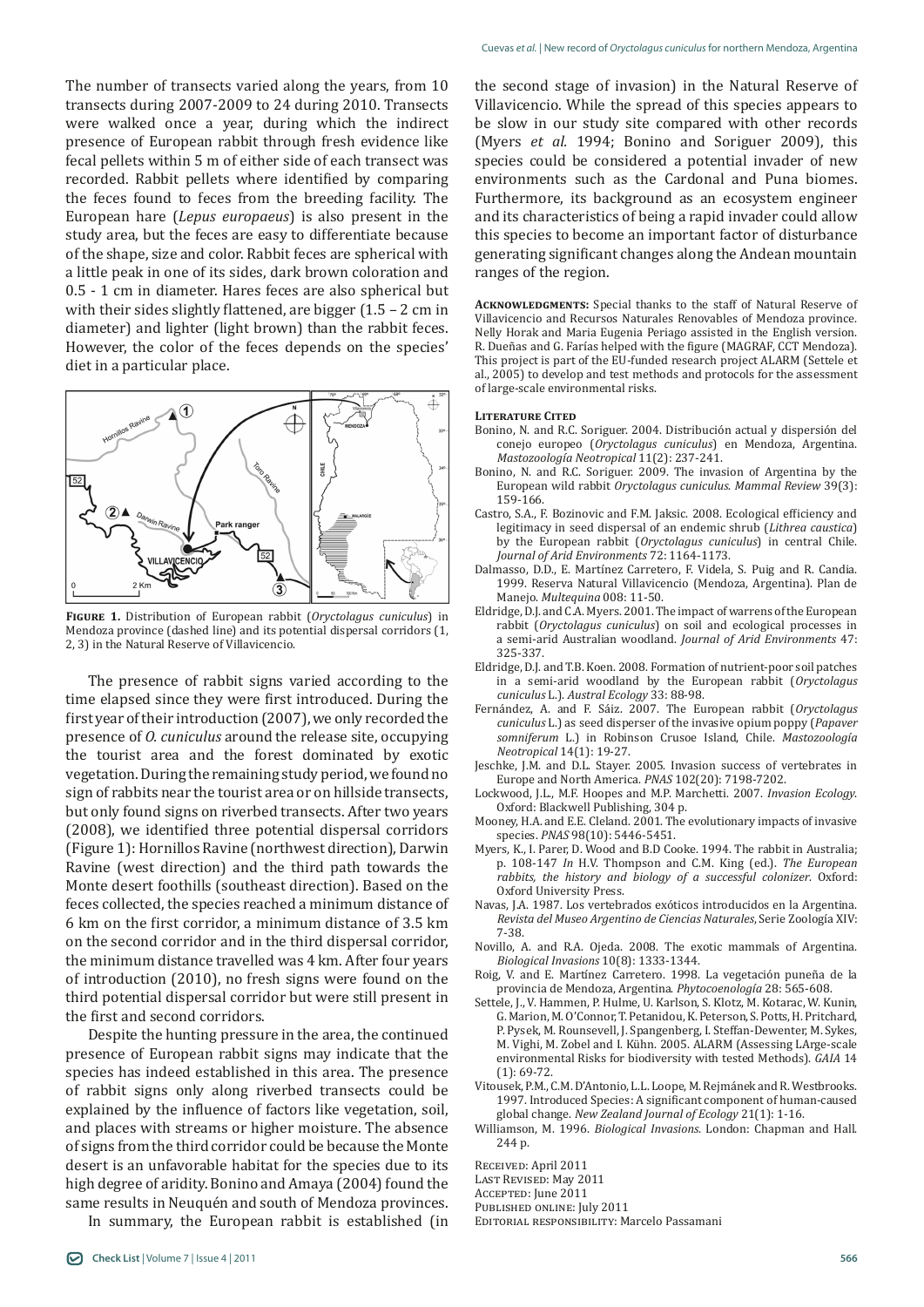The number of transects varied along the years, from 10 transects during 2007-2009 to 24 during 2010. Transects were walked once a year, during which the indirect presence of European rabbit through fresh evidence like fecal pellets within 5 m of either side of each transect was recorded. Rabbit pellets where identified by comparing the feces found to feces from the breeding facility. The European hare (*Lepus europaeus*) is also present in the study area, but the feces are easy to differentiate because of the shape, size and color. Rabbit feces are spherical with a little peak in one of its sides, dark brown coloration and 0.5 - 1 cm in diameter. Hares feces are also spherical but with their sides slightly flattened, are bigger (1.5 – 2 cm in diameter) and lighter (light brown) than the rabbit feces. However, the color of the feces depends on the species' diet in a particular place.

Hornillos Ravine
1
52
2
Darwin Ravine
Park ranger
Toro Ravine
VILLAVICENCIO
52
3
0
2 Km
N
CHILE
MENDOZA
MALARGÜE

**Figure 1.** Distribution of European rabbit (*Oryctolagus cuniculus*) in Mendoza province (dashed line) and its potential dispersal corridors (1, 2, 3) in the Natural Reserve of Villavicencio.

The presence of rabbit signs varied according to the time elapsed since they were first introduced. During the first year of their introduction (2007), we only recorded the presence of *O. cuniculus* around the release site, occupying the tourist area and the forest dominated by exotic vegetation. During the remaining study period, we found no sign of rabbits near the tourist area or on hillside transects, but only found signs on riverbed transects. After two years (2008), we identified three potential dispersal corridors (Figure 1): Hornillos Ravine (northwest direction), Darwin Ravine (west direction) and the third path towards the Monte desert foothills (southeast direction). Based on the feces collected, the species reached a minimum distance of 6 km on the first corridor, a minimum distance of 3.5 km on the second corridor and in the third dispersal corridor, the minimum distance travelled was 4 km. After four years of introduction (2010), no fresh signs were found on the third potential dispersal corridor but were still present in the first and second corridors.

Despite the hunting pressure in the area, the continued presence of European rabbit signs may indicate that the species has indeed established in this area. The presence of rabbit signs only along riverbed transects could be explained by the influence of factors like vegetation, soil, and places with streams or higher moisture. The absence of signs from the third corridor could be because the Monte desert is an unfavorable habitat for the species due to its high degree of aridity. Bonino and Amaya (2004) found the same results in Neuquén and south of Mendoza provinces.

In summary, the European rabbit is established (in the second stage of invasion) in the Natural Reserve of Villavicencio. While the spread of this species appears to be slow in our study site compared with other records (Myers *et al*. 1994; Bonino and Soriguer 2009), this species could be considered a potential invader of new environments such as the Cardonal and Puna biomes. Furthermore, its background as an ecosystem engineer and its characteristics of being a rapid invader could allow this species to become an important factor of disturbance generating significant changes along the Andean mountain ranges of the region.

**Acknowledgments:** Special thanks to the staff of Natural Reserve of Villavicencio and Recursos Naturales Renovables of Mendoza province. Nelly Horak and Maria Eugenia Periago assisted in the English version. R. Dueñas and G. Farías helped with the figure (MAGRAF, CCT Mendoza). This project is part of the EU-funded research project ALARM (Settele et al., 2005) to develop and test methods and protocols for the assessment of large-scale environmental risks.

## Literature Cited

Bonino, N. and R.C. Soriguer. 2004. Distribución actual y dispersión del conejo europeo (*Oryctolagus cuniculus*) en Mendoza, Argentina. *Mastozoología Neotropical* 11(2): 237-241.

Bonino, N. and R.C. Soriguer. 2009. The invasion of Argentina by the European wild rabbit *Oryctolagus cuniculus*. *Mammal Review* 39(3): 159-166.

Castro, S.A., F. Bozinovic and F.M. Jaksic. 2008. Ecological efficiency and legitimacy in seed dispersal of an endemic shrub (*Lithrea caustica*) by the European rabbit (*Oryctolagus cuniculus*) in central Chile. *Journal of Arid Environments* 72: 1164-1173.

Dalmasso, D.D., E. Martínez Carretero, F. Videla, S. Puig and R. Candia. 1999. Reserva Natural Villavicencio (Mendoza, Argentina). Plan de Manejo. *Multequina* 008: 11-50.

Eldridge, D.J. and C.A. Myers. 2001. The impact of warrens of the European rabbit (*Oryctolagus cuniculus*) on soil and ecological processes in a semi-arid Australian woodland. *Journal of Arid Environments* 47: 325-337.

Eldridge, D.J. and T.B. Koen. 2008. Formation of nutrient-poor soil patches in a semi-arid woodland by the European rabbit (*Oryctolagus cuniculus* L.). *Austral Ecology* 33: 88-98.

Fernández, A. and F. Sáiz. 2007. The European rabbit (*Oryctolagus cuniculus* L.) as seed disperser of the invasive opium poppy (*Papaver somniferum* L.) in Robinson Crusoe Island, Chile. *Mastozoología Neotropical* 14(1): 19-27.

Jeschke, J.M. and D.L. Stayer. 2005. Invasion success of vertebrates in Europe and North America. *PNAS* 102(20): 7198-7202.

Lockwood, J.L., M.F. Hoopes and M.P. Marchetti. 2007. *Invasion Ecology*. Oxford: Blackwell Publishing, 304 p.

Mooney, H.A. and E.E. Cleland. 2001. The evolutionary impacts of invasive species. *PNAS* 98(10): 5446-5451.

Myers, K., I. Parer, D. Wood and B.D Cooke. 1994. The rabbit in Australia; p. 108-147 *In* H.V. Thompson and C.M. King (ed.). *The European rabbits, the history and biology of a successful colonizer*. Oxford: Oxford University Press.

Navas, J.A. 1987. Los vertebrados exóticos introducidos en la Argentina. *Revista del Museo Argentino de Ciencias Naturales*, Serie Zoología XIV: 7-38.

Novillo, A. and R.A. Ojeda. 2008. The exotic mammals of Argentina. *Biological Invasions* 10(8): 1333-1344.

Roig, V. and E. Martínez Carretero. 1998. La vegetación puneña de la provincia de Mendoza, Argentina. *Phytocoenología* 28: 565-608.

Settele, J., V. Hammen, P. Hulme, U. Karlson, S. Klotz, M. Kotarac, W. Kunin, G. Marion, M. O'Connor, T. Petanidou, K. Peterson, S. Potts, H. Pritchard, P. Pysek, M. Rounsevell, J. Spangenberg, I. Steffan-Dewenter, M. Sykes, M. Vighi, M. Zobel and I. Kühn. 2005. ALARM (Assessing LArge-scale environmental Risks for biodiversity with tested Methods). *GAIA* 14 (1): 69-72.

Vitousek, P.M., C.M. D'Antonio, L.L. Loope, M. Rejmánek and R. Westbrooks. 1997. Introduced Species: A significant component of human-caused global change. *New Zealand Journal of Ecology* 21(1): 1-16.

Williamson, M. 1996. *Biological Invasions*. London: Chapman and Hall. 244 p.

Received: April 2011
Last Revised: May 2011
Accepted: June 2011
Published online: July 2011
Editorial responsibility: Marcelo Passamani